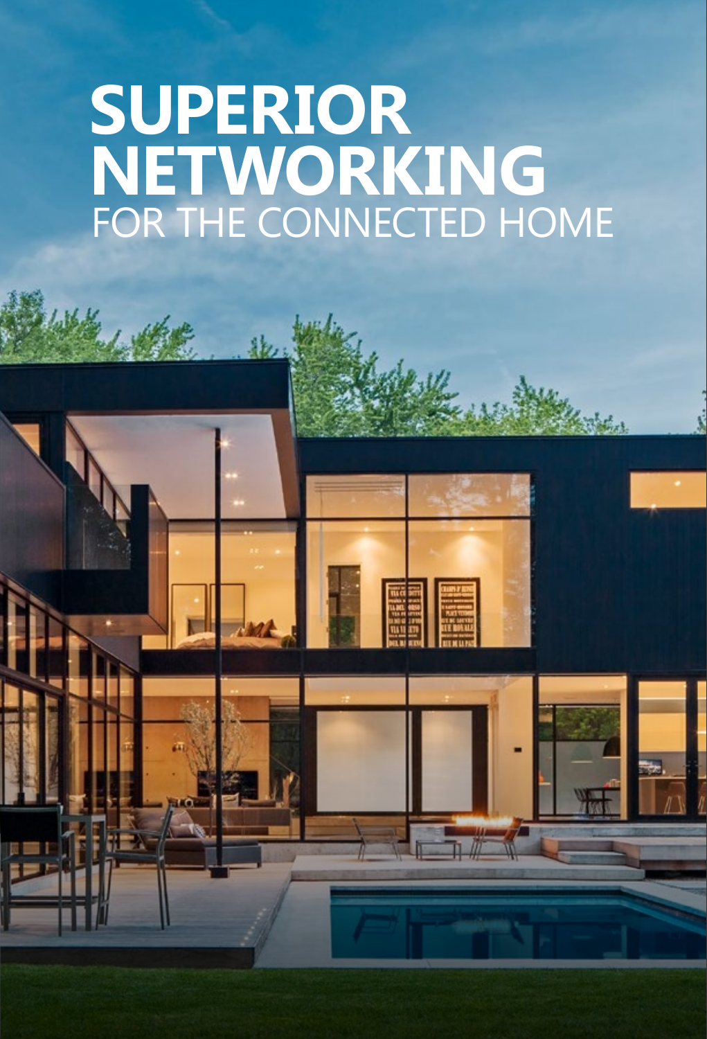# SUPERIOR NETWORKING

FOR THE CONNECTED HOME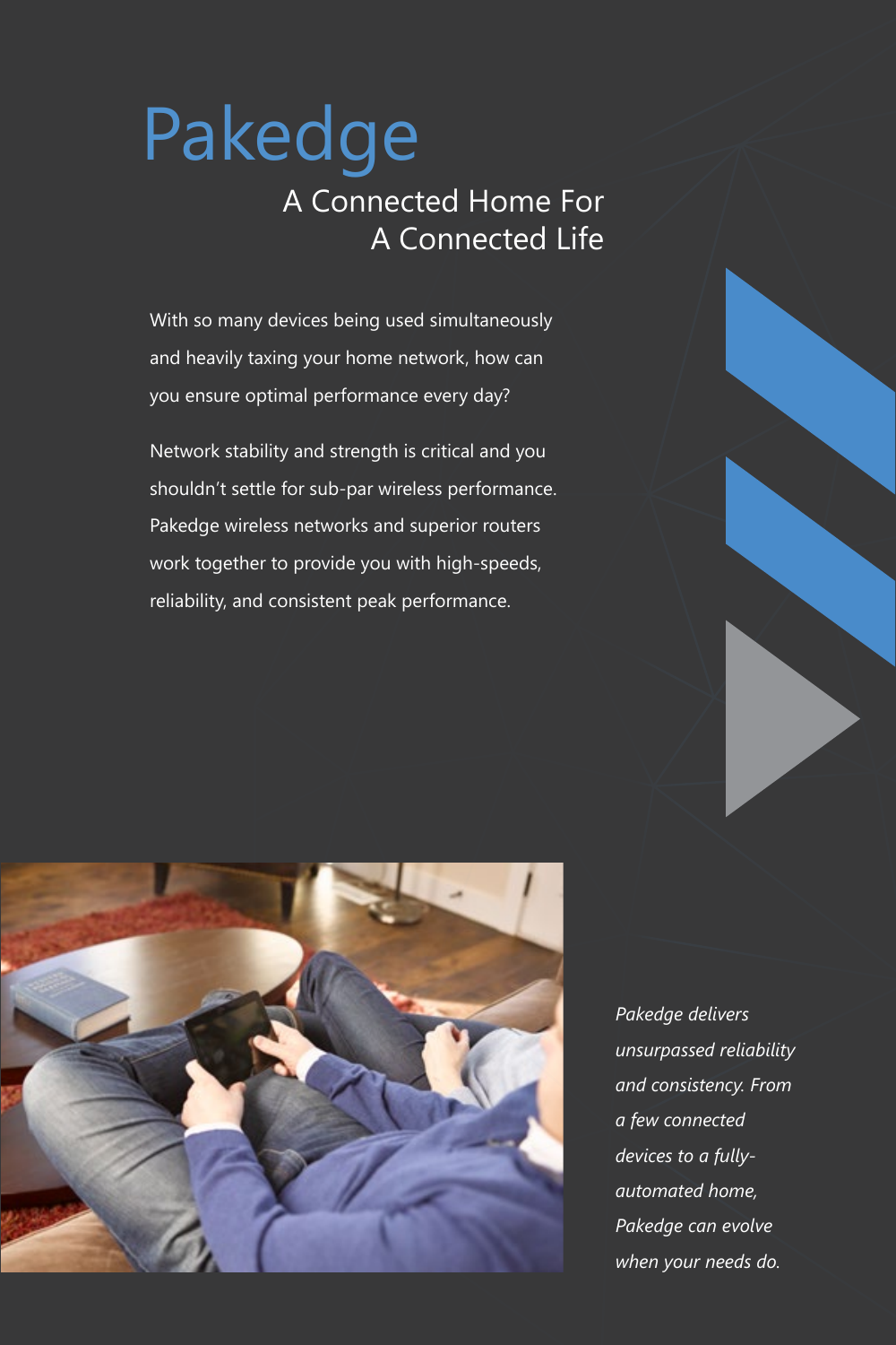# Pakedge

## A Connected Home For A Connected Life

With so many devices being used simultaneously and heavily taxing your home network, how can you ensure optimal performance every day?

Network stability and strength is critical and you shouldn't settle for sub-par wireless performance. Pakedge wireless networks and superior routers work together to provide you with high-speeds, reliability, and consistent peak performance.

*Pakedge delivers unsurpassed reliability and consistency. From a few connected devices to a fully-automated home, Pakedge can evolve when your needs do.*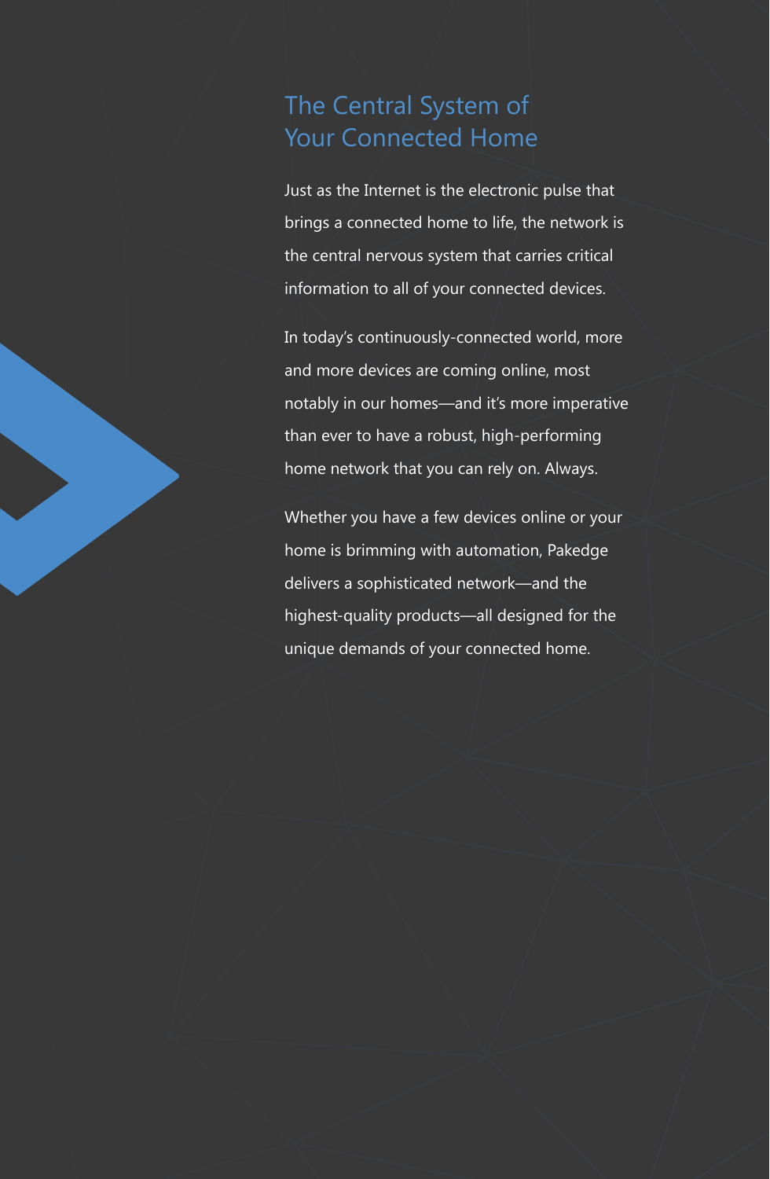## The Central System of Your Connected Home

Just as the Internet is the electronic pulse that brings a connected home to life, the network is the central nervous system that carries critical information to all of your connected devices.

In today's continuously-connected world, more and more devices are coming online, most notably in our homes—and it's more imperative than ever to have a robust, high-performing home network that you can rely on. Always.

Whether you have a few devices online or your home is brimming with automation, Pakedge delivers a sophisticated network—and the highest-quality products—all designed for the unique demands of your connected home.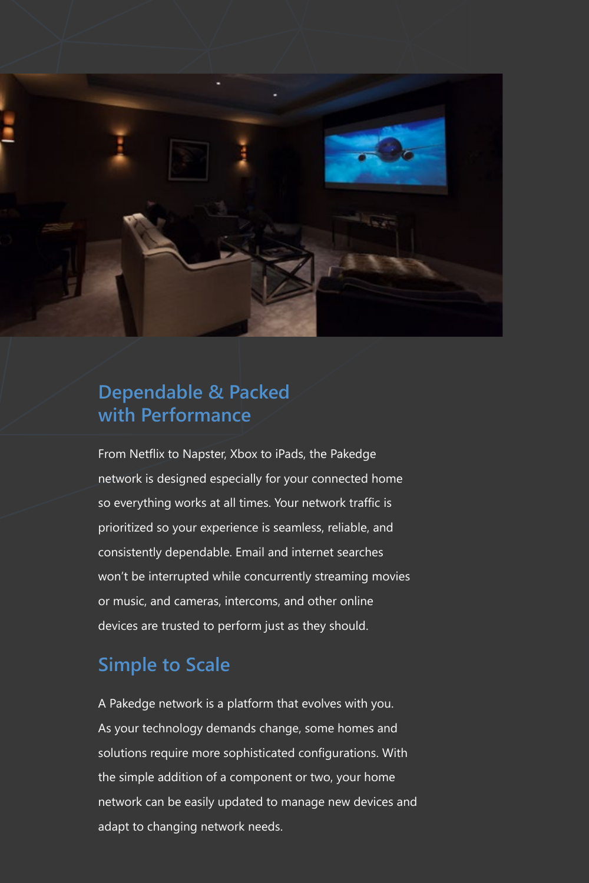## Dependable & Packed with Performance

From Netflix to Napster, Xbox to iPads, the Pakedge network is designed especially for your connected home so everything works at all times. Your network traffic is prioritized so your experience is seamless, reliable, and consistently dependable. Email and internet searches won't be interrupted while concurrently streaming movies or music, and cameras, intercoms, and other online devices are trusted to perform just as they should.

## Simple to Scale

A Pakedge network is a platform that evolves with you. As your technology demands change, some homes and solutions require more sophisticated configurations. With the simple addition of a component or two, your home network can be easily updated to manage new devices and adapt to changing network needs.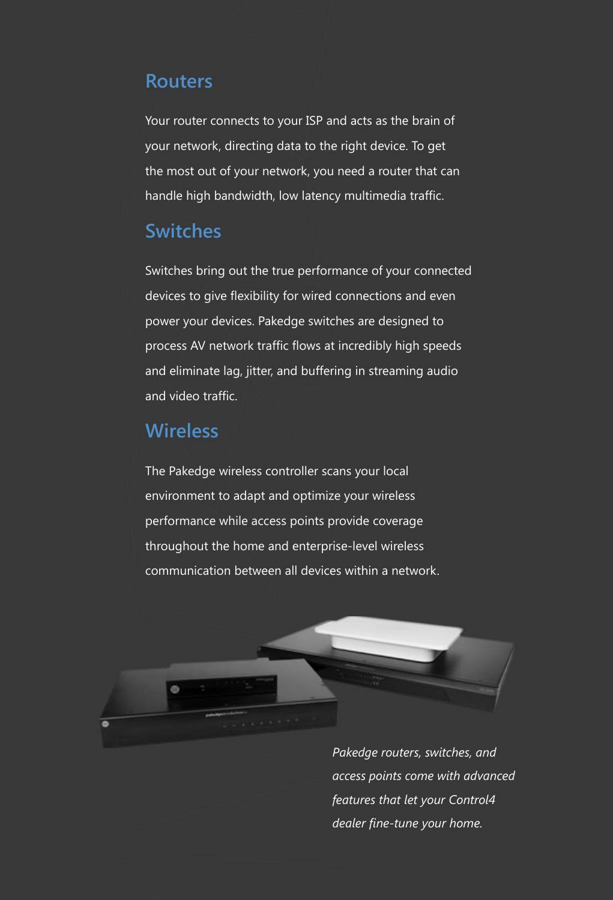## Routers

Your router connects to your ISP and acts as the brain of your network, directing data to the right device. To get the most out of your network, you need a router that can handle high bandwidth, low latency multimedia traffic.

## Switches

Switches bring out the true performance of your connected devices to give flexibility for wired connections and even power your devices. Pakedge switches are designed to process AV network traffic flows at incredibly high speeds and eliminate lag, jitter, and buffering in streaming audio and video traffic.

## Wireless

The Pakedge wireless controller scans your local environment to adapt and optimize your wireless performance while access points provide coverage throughout the home and enterprise-level wireless communication between all devices within a network.

*Pakedge routers, switches, and access points come with advanced features that let your Control4 dealer fine-tune your home.*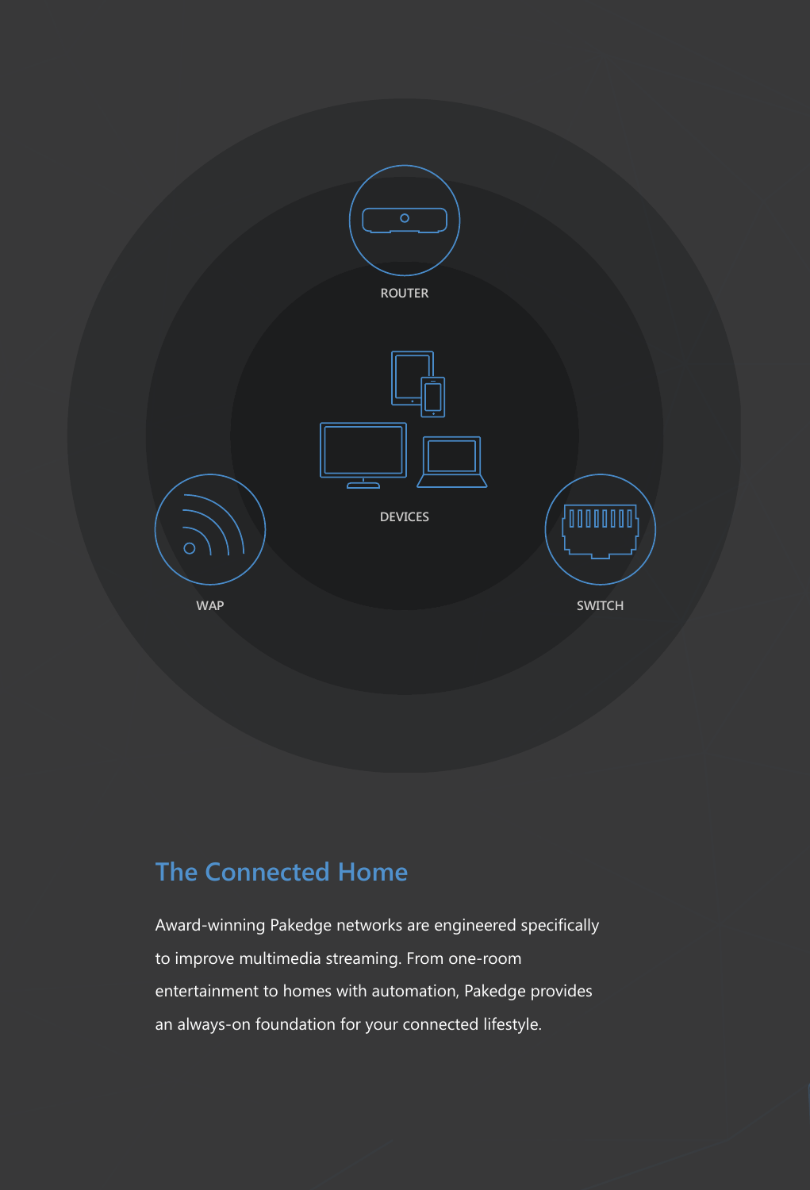ROUTER

DEVICES

WAP

SWITCH

## The Connected Home

Award-winning Pakedge networks are engineered specifically to improve multimedia streaming. From one-room entertainment to homes with automation, Pakedge provides an always-on foundation for your connected lifestyle.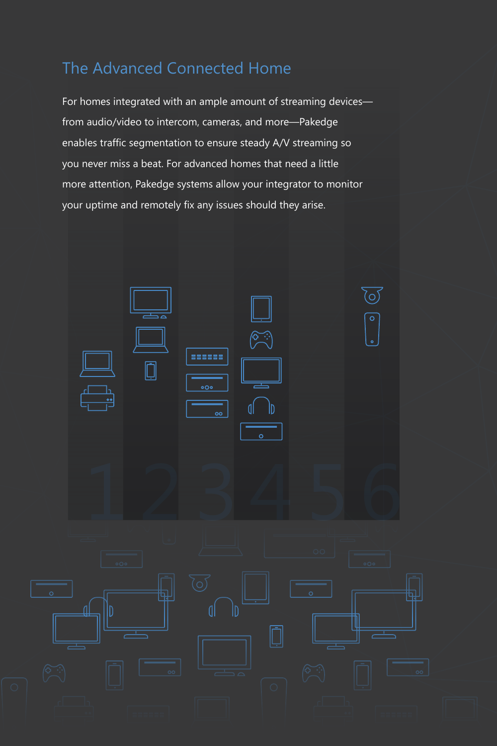## The Advanced Connected Home

For homes integrated with an ample amount of streaming devices—from audio/video to intercom, cameras, and more—Pakedge enables traffic segmentation to ensure steady A/V streaming so you never miss a beat. For advanced homes that need a little more attention, Pakedge systems allow your integrator to monitor your uptime and remotely fix any issues should they arise.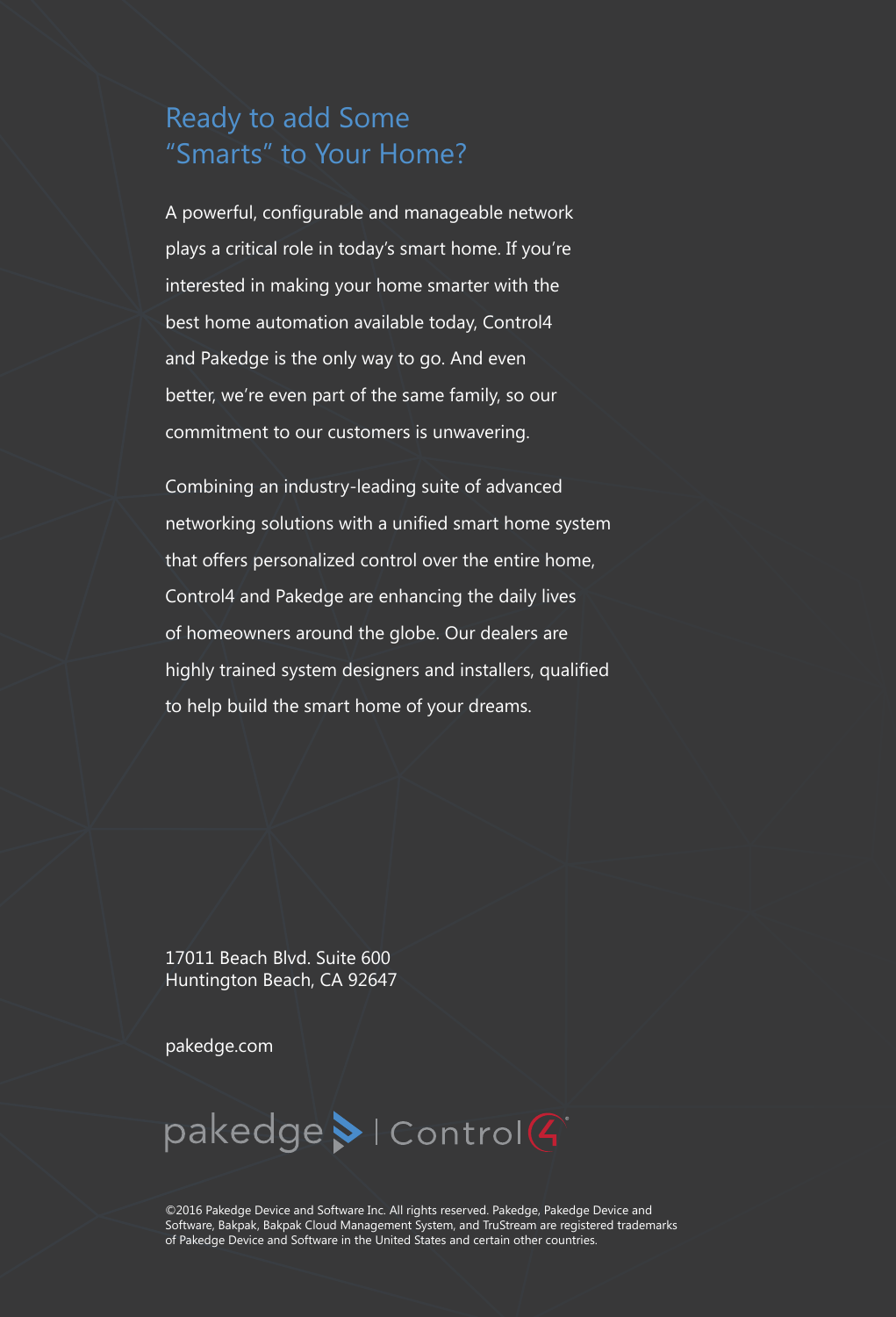## Ready to add Some "Smarts" to Your Home?

A powerful, configurable and manageable network plays a critical role in today's smart home. If you're interested in making your home smarter with the best home automation available today, Control4 and Pakedge is the only way to go. And even better, we're even part of the same family, so our commitment to our customers is unwavering.

Combining an industry-leading suite of advanced networking solutions with a unified smart home system that offers personalized control over the entire home, Control4 and Pakedge are enhancing the daily lives of homeowners around the globe. Our dealers are highly trained system designers and installers, qualified to help build the smart home of your dreams.

17011 Beach Blvd. Suite 600
Huntington Beach, CA 92647

pakedge.com

pakedge | Control4

©2016 Pakedge Device and Software Inc. All rights reserved. Pakedge, Pakedge Device and Software, Bakpak, Bakpak Cloud Management System, and TruStream are registered trademarks of Pakedge Device and Software in the United States and certain other countries.